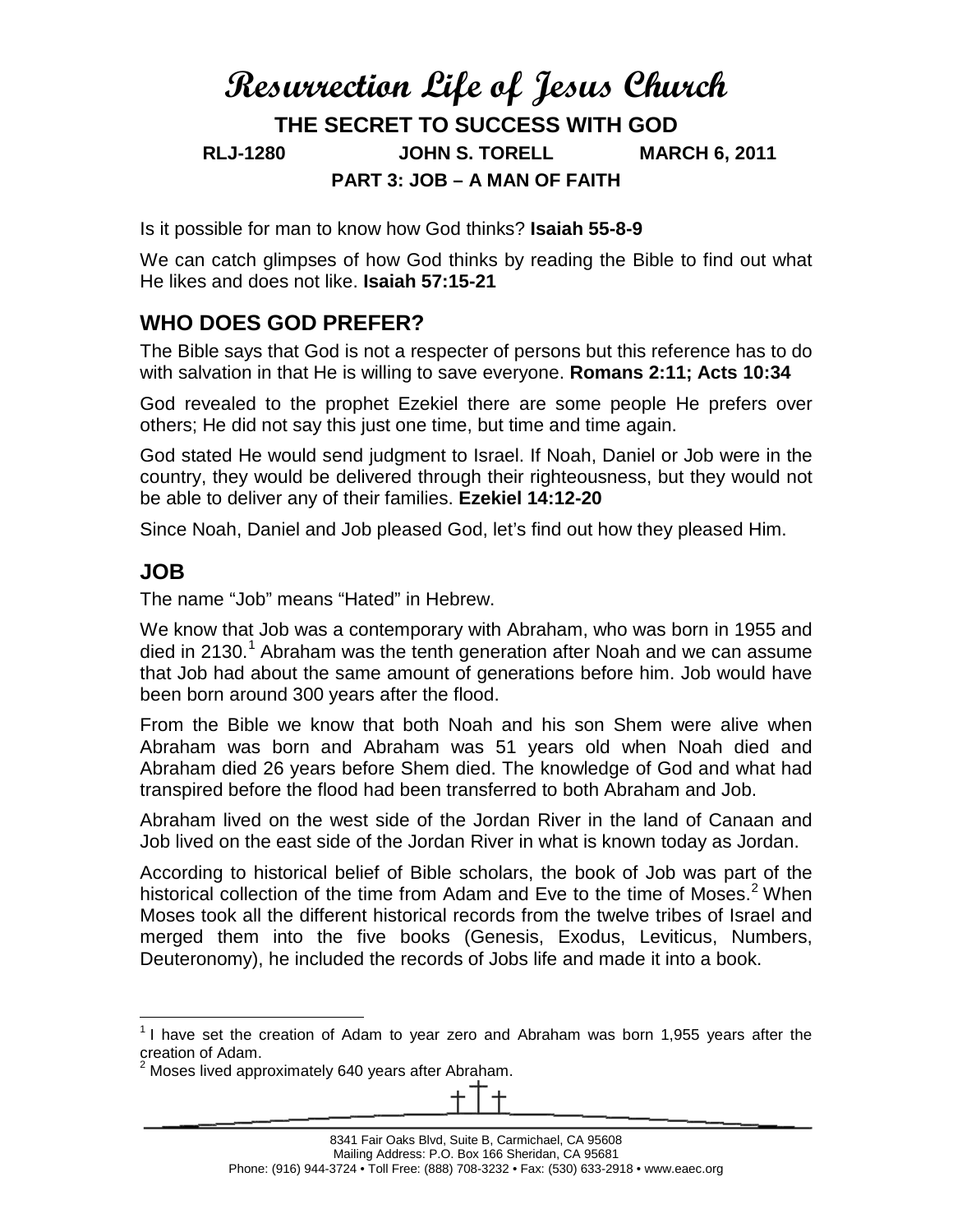# Resurrection Life of Jesus Church

## THE SECRET TO SUCCESS WITH GOD

**RLJ-1280 JOHN S. TORELL MARCH 6, 2011**

**PART 3: JOB – A MAN OF FAITH**

Is it possible for man to know how God thinks? **Isaiah 55-8-9**

We can catch glimpses of how God thinks by reading the Bible to find out what He likes and does not like. **Isaiah 57:15-21**

## WHO DOES GOD PREFER?

The Bible says that God is not a respecter of persons but this reference has to do with salvation in that He is willing to save everyone. **Romans 2:11; Acts 10:34**

God revealed to the prophet Ezekiel there are some people He prefers over others; He did not say this just one time, but time and time again.

God stated He would send judgment to Israel. If Noah, Daniel or Job were in the country, they would be delivered through their righteousness, but they would not be able to deliver any of their families. **Ezekiel 14:12-20**

Since Noah, Daniel and Job pleased God, let's find out how they pleased Him.

## JOB

The name "Job" means "Hated" in Hebrew.

We know that Job was a contemporary with Abraham, who was born in 1955 and died in 2130.[1] Abraham was the tenth generation after Noah and we can assume that Job had about the same amount of generations before him. Job would have been born around 300 years after the flood.

From the Bible we know that both Noah and his son Shem were alive when Abraham was born and Abraham was 51 years old when Noah died and Abraham died 26 years before Shem died. The knowledge of God and what had transpired before the flood had been transferred to both Abraham and Job.

Abraham lived on the west side of the Jordan River in the land of Canaan and Job lived on the east side of the Jordan River in what is known today as Jordan.

According to historical belief of Bible scholars, the book of Job was part of the historical collection of the time from Adam and Eve to the time of Moses.[2] When Moses took all the different historical records from the twelve tribes of Israel and merged them into the five books (Genesis, Exodus, Leviticus, Numbers, Deuteronomy), he included the records of Jobs life and made it into a book.

---

[1] I have set the creation of Adam to year zero and Abraham was born 1,955 years after the creation of Adam.

[2] Moses lived approximately 640 years after Abraham.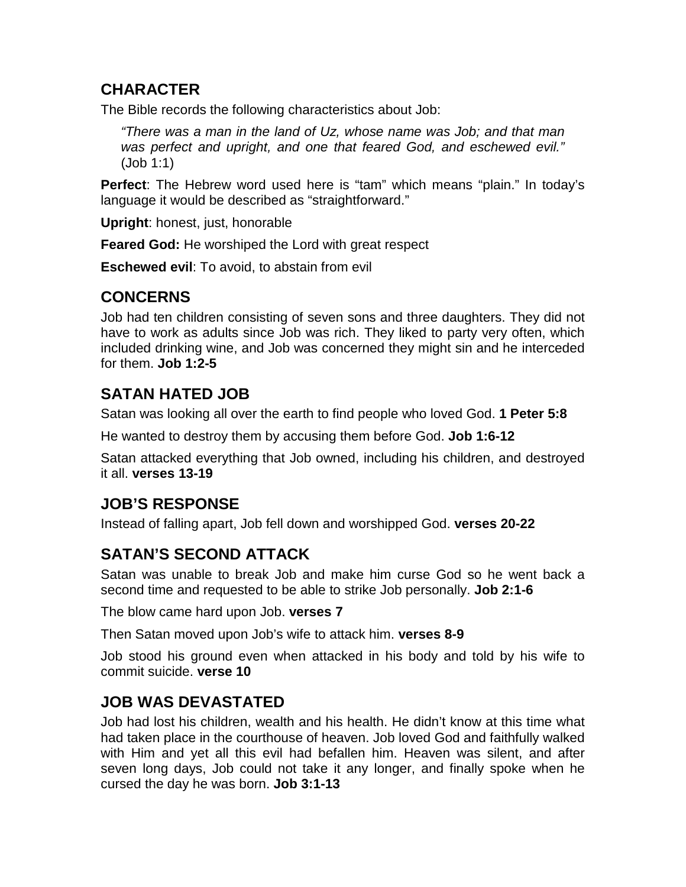## CHARACTER

The Bible records the following characteristics about Job:

> *"There was a man in the land of Uz, whose name was Job; and that man was perfect and upright, and one that feared God, and eschewed evil."* (Job 1:1)

**Perfect**: The Hebrew word used here is "tam" which means "plain." In today's language it would be described as "straightforward."

**Upright**: honest, just, honorable

**Feared God:** He worshiped the Lord with great respect

**Eschewed evil**: To avoid, to abstain from evil

## CONCERNS

Job had ten children consisting of seven sons and three daughters. They did not have to work as adults since Job was rich. They liked to party very often, which included drinking wine, and Job was concerned they might sin and he interceded for them. **Job 1:2-5**

## SATAN HATED JOB

Satan was looking all over the earth to find people who loved God. **1 Peter 5:8**

He wanted to destroy them by accusing them before God. **Job 1:6-12**

Satan attacked everything that Job owned, including his children, and destroyed it all. **verses 13-19**

## JOB'S RESPONSE

Instead of falling apart, Job fell down and worshipped God. **verses 20-22**

## SATAN'S SECOND ATTACK

Satan was unable to break Job and make him curse God so he went back a second time and requested to be able to strike Job personally. **Job 2:1-6**

The blow came hard upon Job. **verses 7**

Then Satan moved upon Job's wife to attack him. **verses 8-9**

Job stood his ground even when attacked in his body and told by his wife to commit suicide. **verse 10**

## JOB WAS DEVASTATED

Job had lost his children, wealth and his health. He didn't know at this time what had taken place in the courthouse of heaven. Job loved God and faithfully walked with Him and yet all this evil had befallen him. Heaven was silent, and after seven long days, Job could not take it any longer, and finally spoke when he cursed the day he was born. **Job 3:1-13**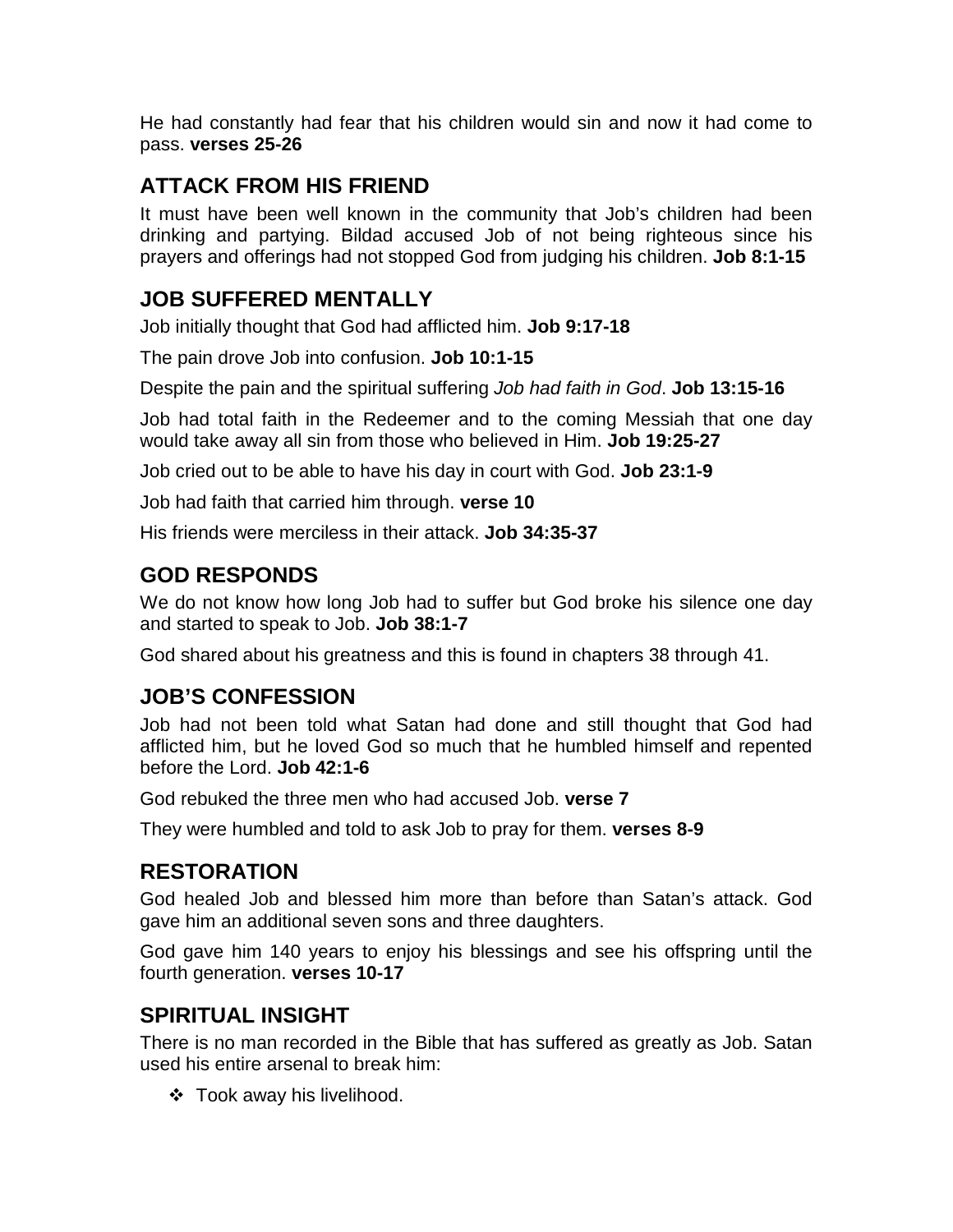He had constantly had fear that his children would sin and now it had come to pass. **verses 25-26**

## ATTACK FROM HIS FRIEND

It must have been well known in the community that Job's children had been drinking and partying. Bildad accused Job of not being righteous since his prayers and offerings had not stopped God from judging his children. **Job 8:1-15**

## JOB SUFFERED MENTALLY

Job initially thought that God had afflicted him. **Job 9:17-18**

The pain drove Job into confusion. **Job 10:1-15**

Despite the pain and the spiritual suffering *Job had faith in God*. **Job 13:15-16**

Job had total faith in the Redeemer and to the coming Messiah that one day would take away all sin from those who believed in Him. **Job 19:25-27**

Job cried out to be able to have his day in court with God. **Job 23:1-9**

Job had faith that carried him through. **verse 10**

His friends were merciless in their attack. **Job 34:35-37**

## GOD RESPONDS

We do not know how long Job had to suffer but God broke his silence one day and started to speak to Job. **Job 38:1-7**

God shared about his greatness and this is found in chapters 38 through 41.

## JOB'S CONFESSION

Job had not been told what Satan had done and still thought that God had afflicted him, but he loved God so much that he humbled himself and repented before the Lord. **Job 42:1-6**

God rebuked the three men who had accused Job. **verse 7**

They were humbled and told to ask Job to pray for them. **verses 8-9**

## RESTORATION

God healed Job and blessed him more than before than Satan's attack. God gave him an additional seven sons and three daughters.

God gave him 140 years to enjoy his blessings and see his offspring until the fourth generation. **verses 10-17**

## SPIRITUAL INSIGHT

There is no man recorded in the Bible that has suffered as greatly as Job. Satan used his entire arsenal to break him:

- Took away his livelihood.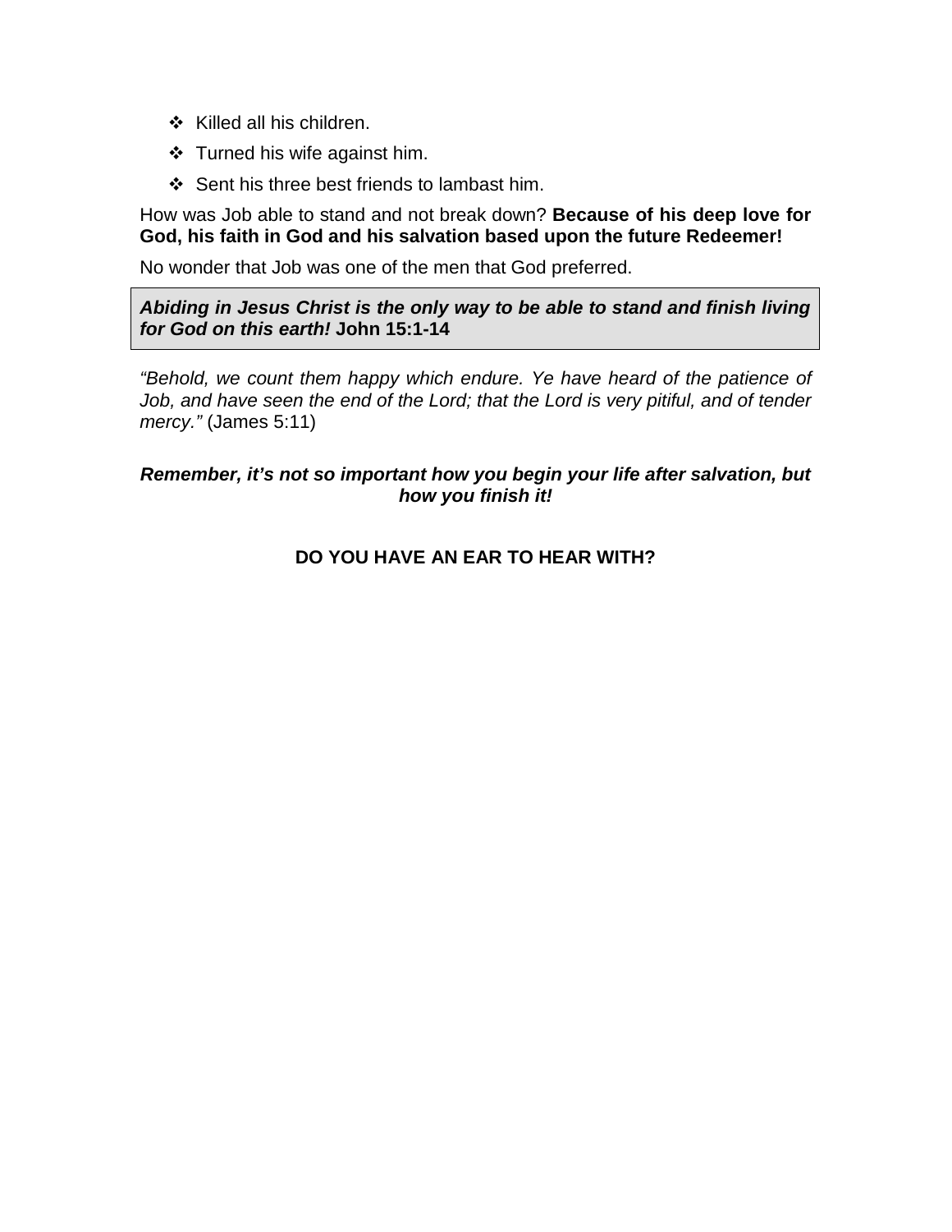- Killed all his children.
- Turned his wife against him.
- Sent his three best friends to lambast him.

How was Job able to stand and not break down? **Because of his deep love for God, his faith in God and his salvation based upon the future Redeemer!**

No wonder that Job was one of the men that God preferred.

> ***Abiding in Jesus Christ is the only way to be able to stand and finish living for God on this earth!*** **John 15:1-14**

*"Behold, we count them happy which endure. Ye have heard of the patience of Job, and have seen the end of the Lord; that the Lord is very pitiful, and of tender mercy."* (James 5:11)

***Remember, it's not so important how you begin your life after salvation, but how you finish it!***

**DO YOU HAVE AN EAR TO HEAR WITH?**